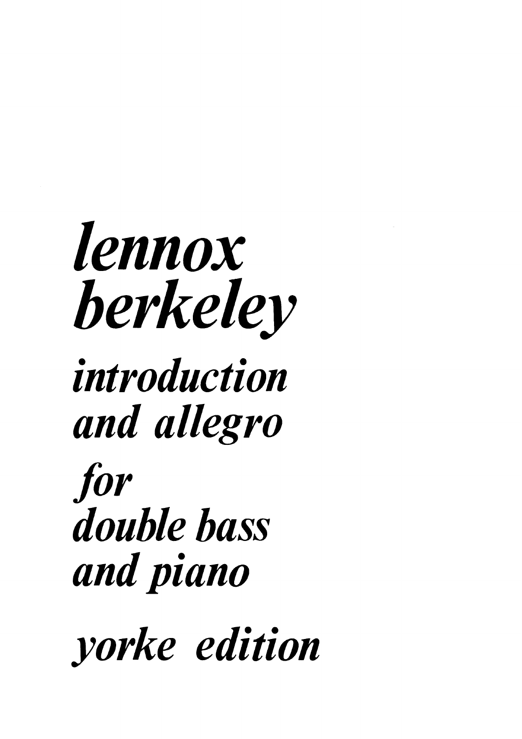# *lennox berkeley*

## *introduction and allegro*

*for*
*double bass*
*and piano*

*yorke edition*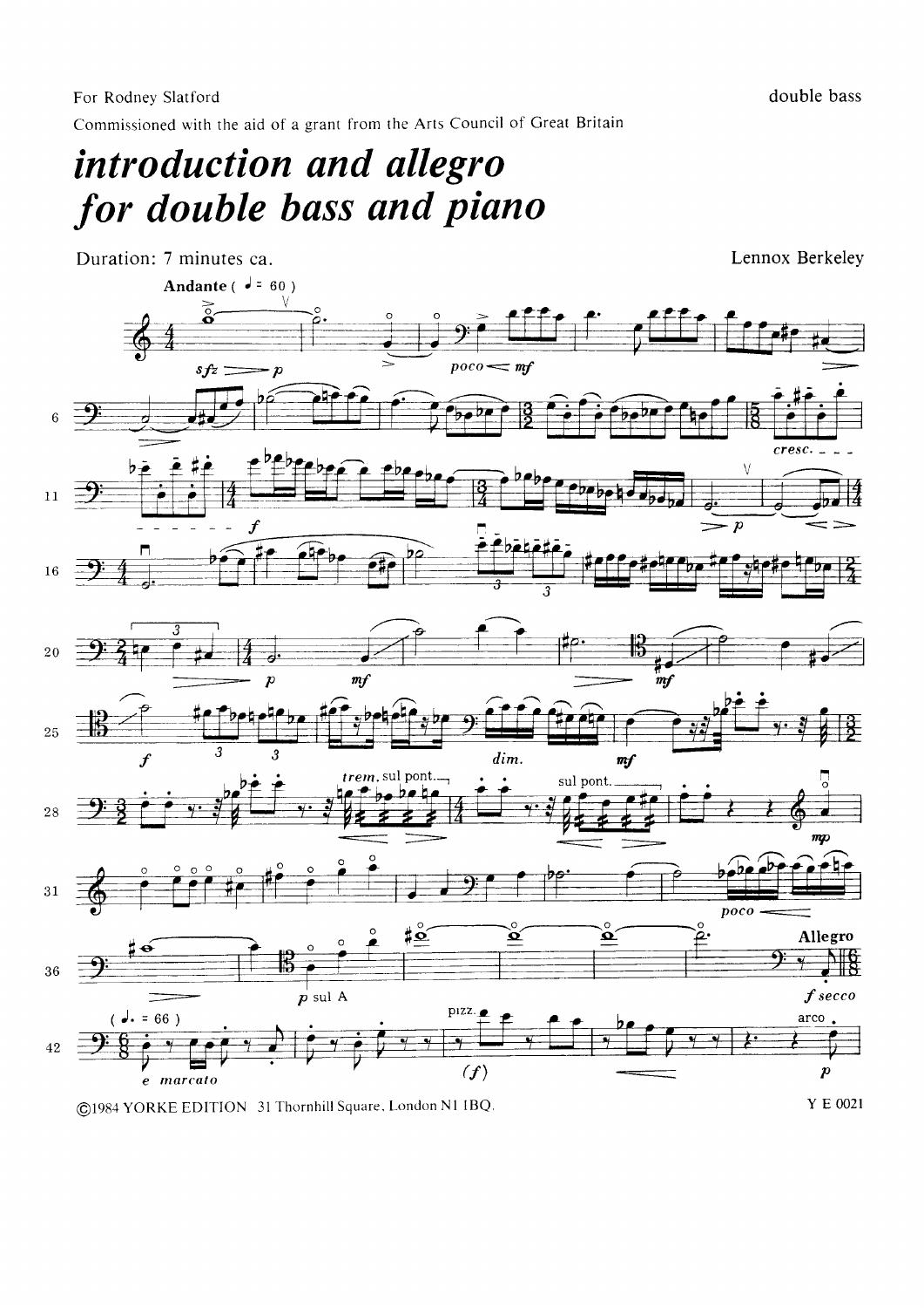For Rodney Slatford

Commissioned with the aid of a grant from the Arts Council of Great Britain

double bass

# *introduction and allegro for double bass and piano*

Duration: 7 minutes ca.

Lennox Berkeley

©1984 YORKE EDITION 31 Thornhill Square, London N1 1BQ.

Y E 0021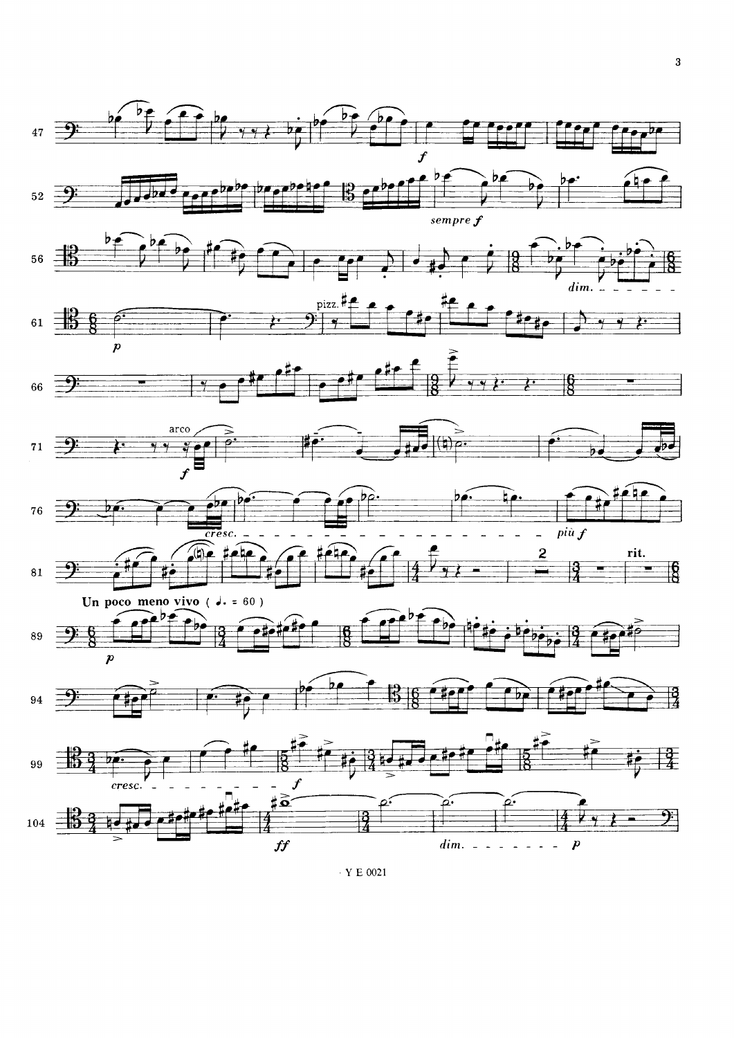Un poco meno vivo ( ♩. = 60 )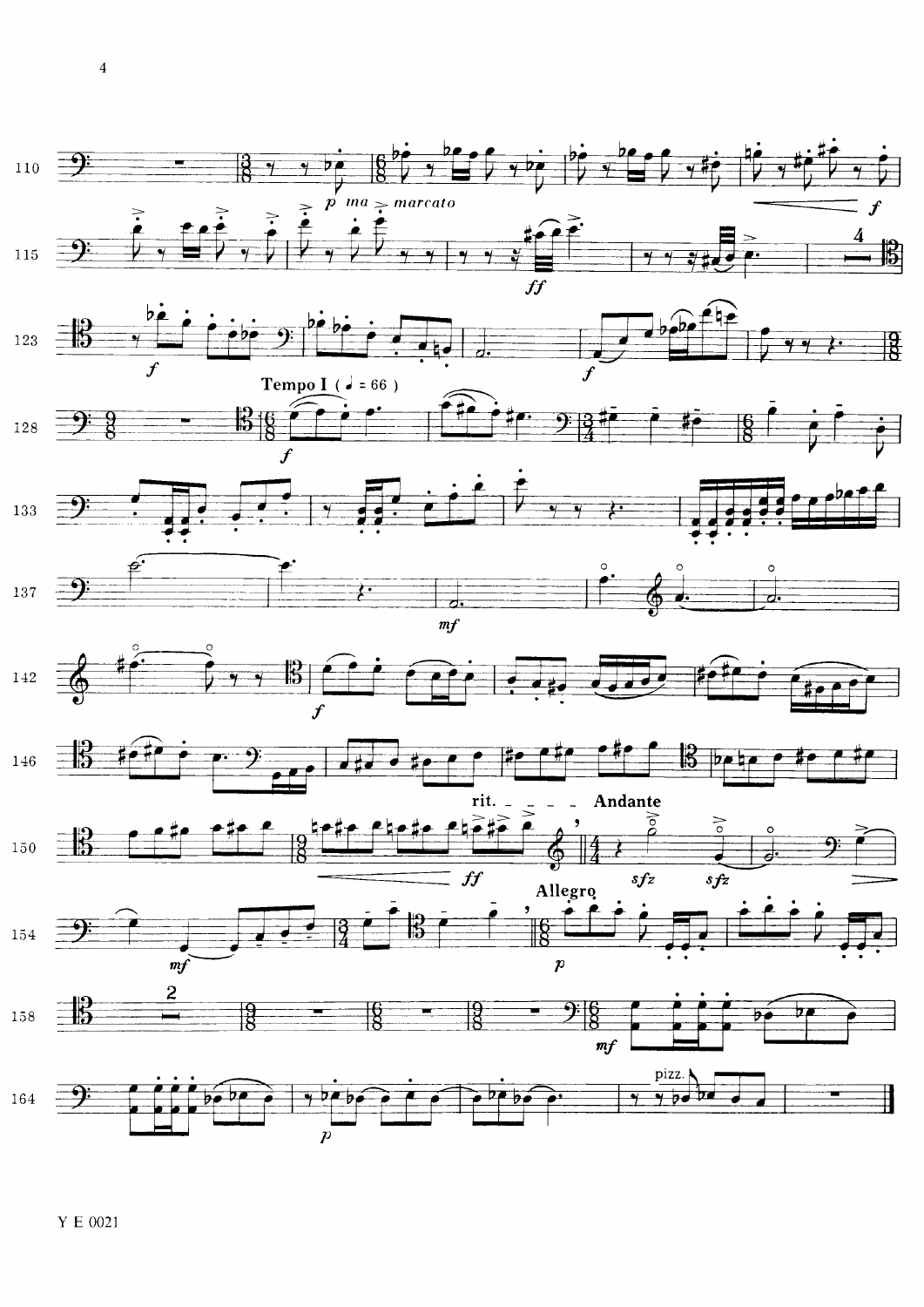*p ma marcato*

Tempo I (♩ = 66)

rit.

Andante

Allegro

pizz.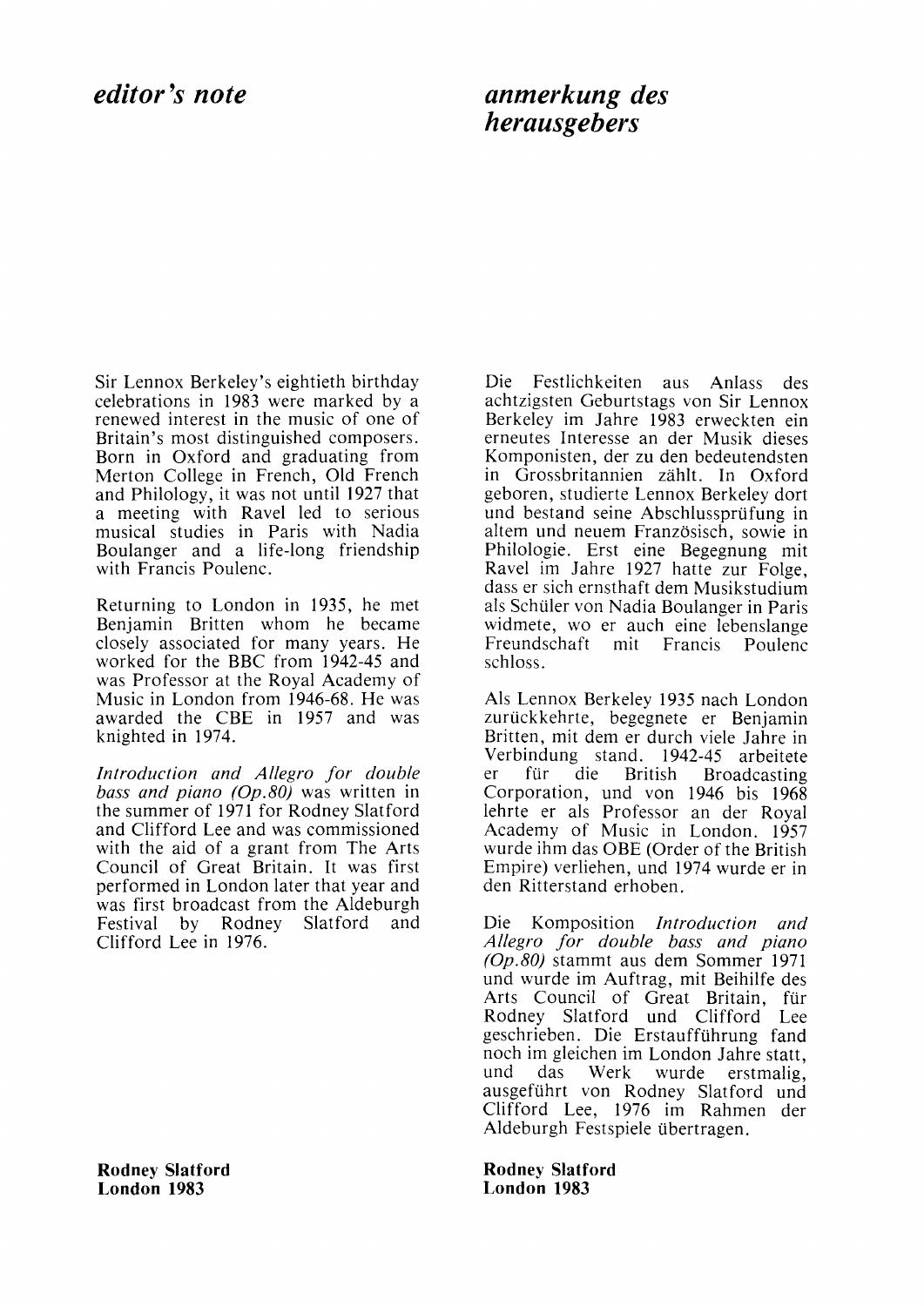## *editor's note*

Sir Lennox Berkeley's eightieth birthday celebrations in 1983 were marked by a renewed interest in the music of one of Britain's most distinguished composers. Born in Oxford and graduating from Merton College in French, Old French and Philology, it was not until 1927 that a meeting with Ravel led to serious musical studies in Paris with Nadia Boulanger and a life-long friendship with Francis Poulenc.

Returning to London in 1935, he met Benjamin Britten whom he became closely associated for many years. He worked for the BBC from 1942-45 and was Professor at the Royal Academy of Music in London from 1946-68. He was awarded the CBE in 1957 and was knighted in 1974.

*Introduction and Allegro for double bass and piano (Op.80)* was written in the summer of 1971 for Rodney Slatford and Clifford Lee and was commissioned with the aid of a grant from The Arts Council of Great Britain. It was first performed in London later that year and was first broadcast from the Aldeburgh Festival by Rodney Slatford and Clifford Lee in 1976.

**Rodney Slatford**
**London 1983**

## *anmerkung des herausgebers*

Die Festlichkeiten aus Anlass des achtzigsten Geburtstags von Sir Lennox Berkeley im Jahre 1983 erweckten ein erneutes Interesse an der Musik dieses Komponisten, der zu den bedeutendsten in Grossbritannien zählt. In Oxford geboren, studierte Lennox Berkeley dort und bestand seine Abschlussprüfung in altem und neuem Französisch, sowie in Philologie. Erst eine Begegnung mit Ravel im Jahre 1927 hatte zur Folge, dass er sich ernsthaft dem Musikstudium als Schüler von Nadia Boulanger in Paris widmete, wo er auch eine lebenslange Freundschaft mit Francis Poulenc schloss.

Als Lennox Berkeley 1935 nach London zurückkehrte, begegnete er Benjamin Britten, mit dem er durch viele Jahre in Verbindung stand. 1942-45 arbeitete er für die British Broadcasting Corporation, und von 1946 bis 1968 lehrte er als Professor an der Royal Academy of Music in London. 1957 wurde ihm das OBE (Order of the British Empire) verliehen, und 1974 wurde er in den Ritterstand erhoben.

Die Komposition *Introduction and Allegro for double bass and piano (Op.80)* stammt aus dem Sommer 1971 und wurde im Auftrag, mit Beihilfe des Arts Council of Great Britain, für Rodney Slatford und Clifford Lee geschrieben. Die Erstaufführung fand noch im gleichen im London Jahre statt, und das Werk wurde erstmalig, ausgeführt von Rodney Slatford und Clifford Lee, 1976 im Rahmen der Aldeburgh Festspiele übertragen.

**Rodney Slatford**
**London 1983**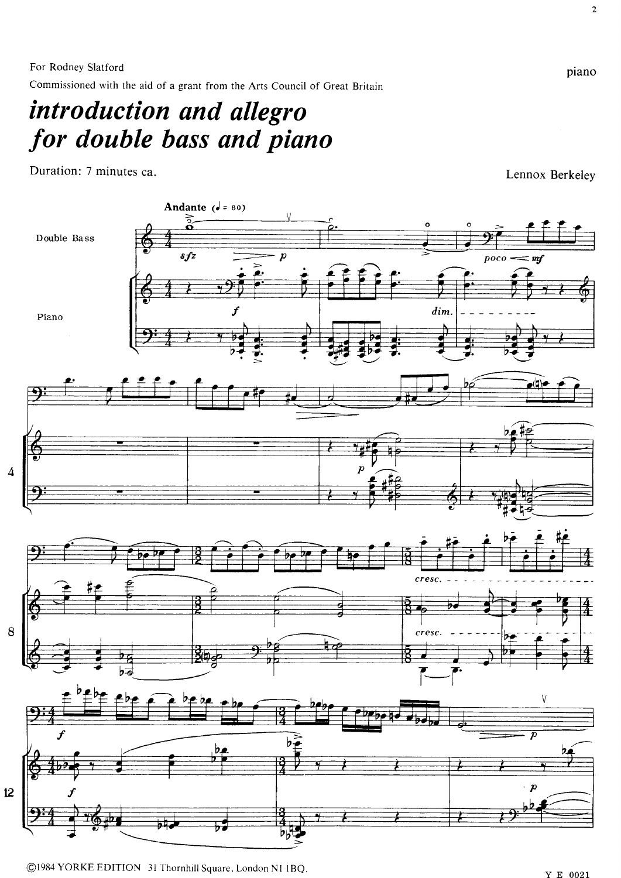For Rodney Slatford

Commissioned with the aid of a grant from the Arts Council of Great Britain

piano

# *introduction and allegro*
# *for double bass and piano*

Duration: 7 minutes ca.

Lennox Berkeley

Andante (♩ = 60)

Double Bass

Piano

©1984 YORKE EDITION 31 Thornhill Square, London N1 1BQ.

Y E 0021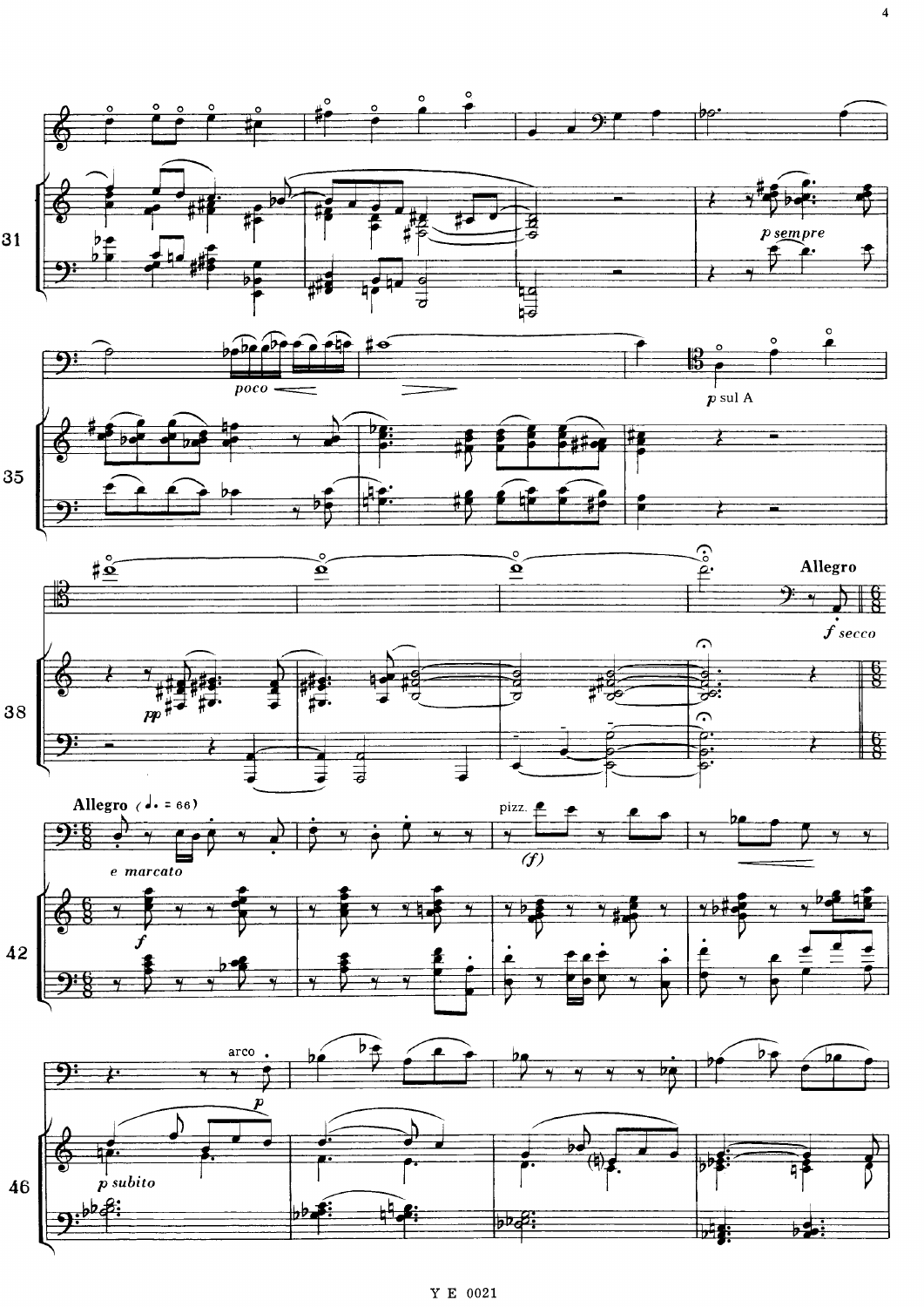31

*p sempre*

35

*poco*

*p* sul A

38

*pp*

**Allegro**

*f secco*

**Allegro** (♩. = 66)

*e marcato*

*f*

pizz.

*(f)*

42

arco

*p*

*p subito*

46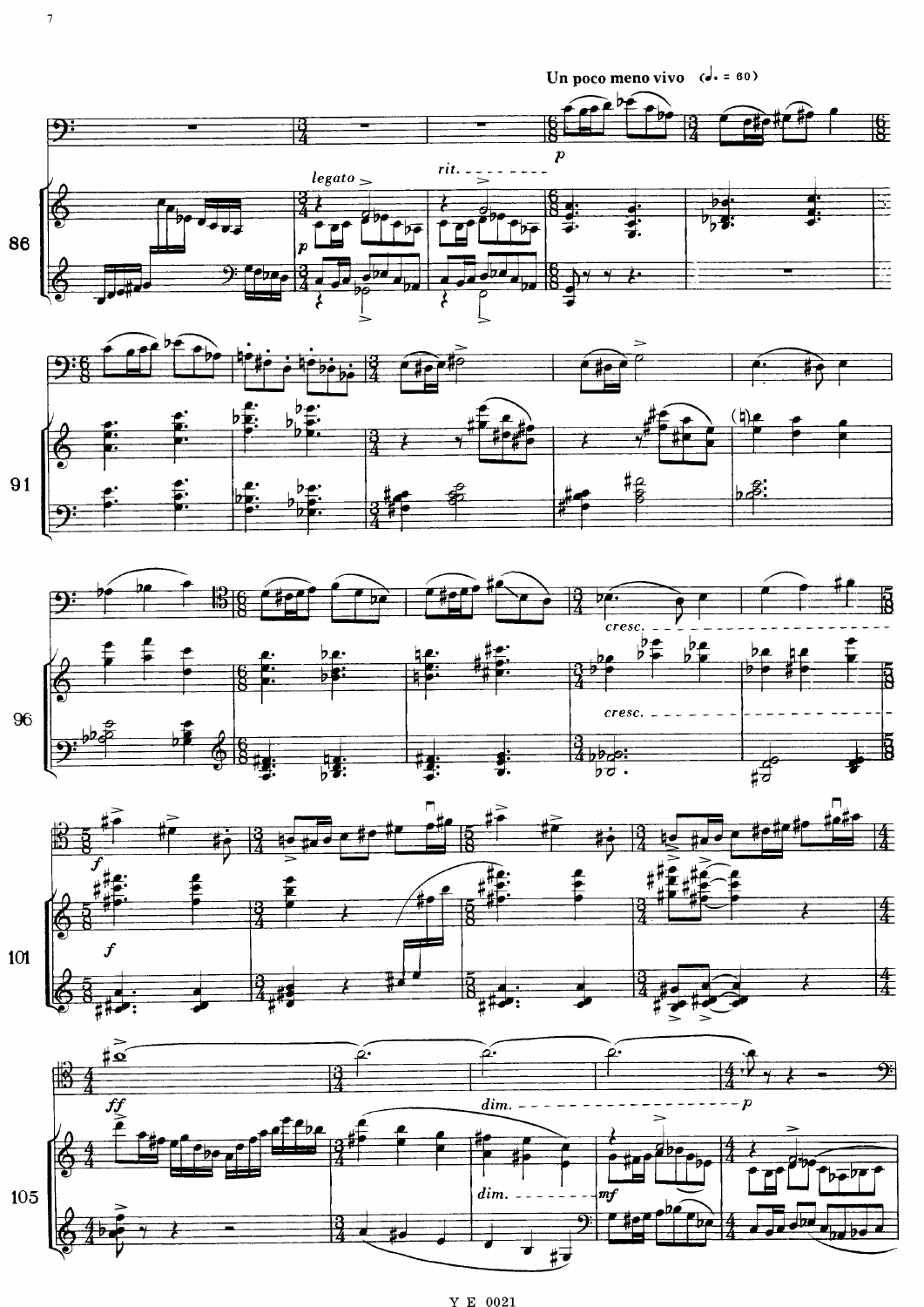Un poco meno vivo (♩. = 60)

legato

rit.

p

cresc.

f

ff

dim.

mf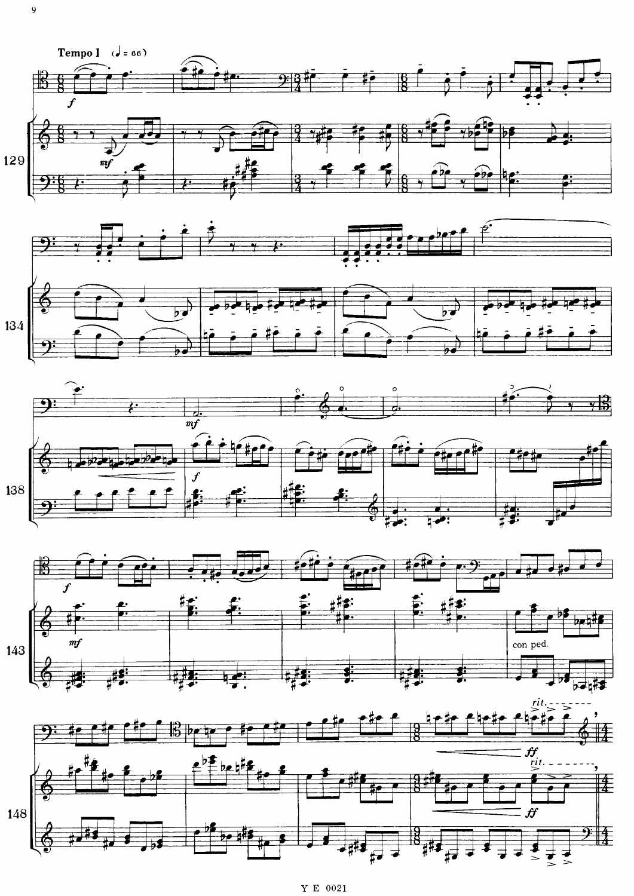**Tempo I** (♩ = 66)

*f*

*mf*

*f*

*mf*

con ped.

*rit.*

*ff*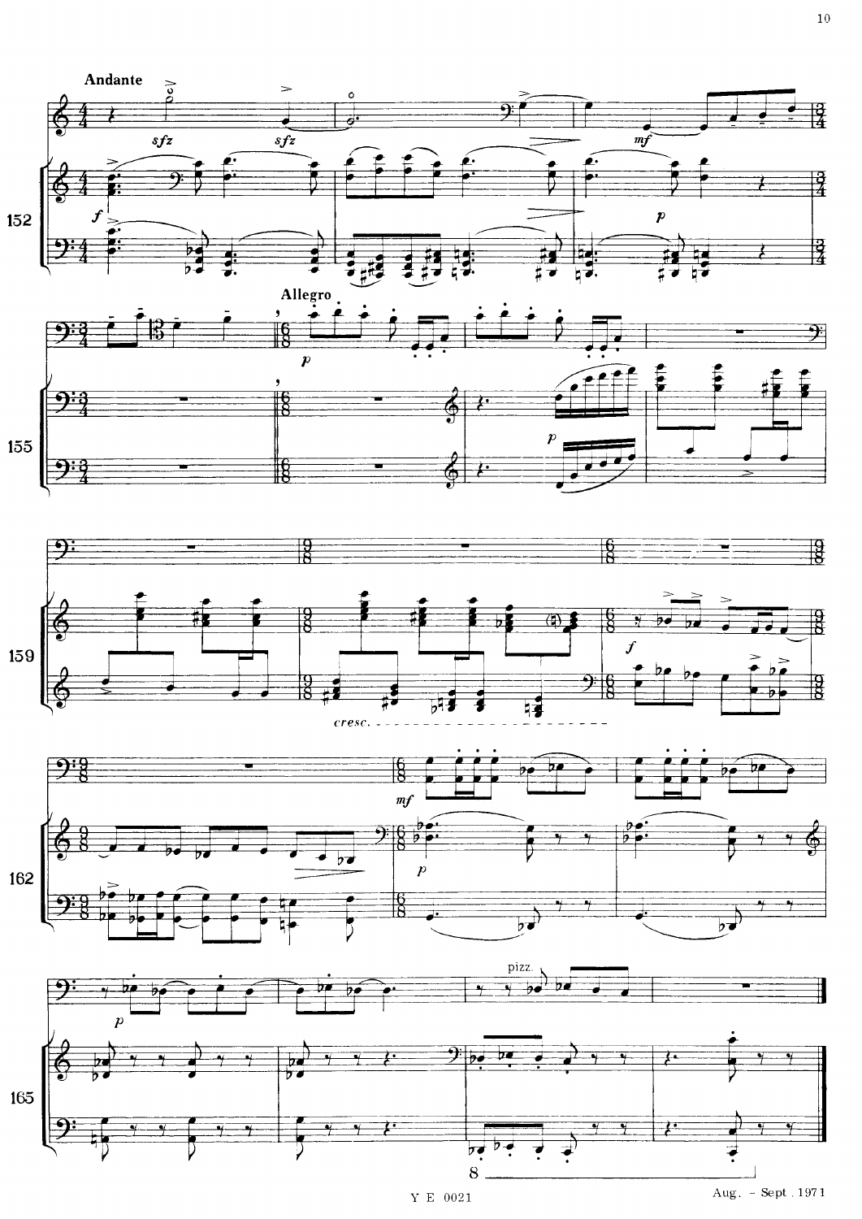Andante

Allegro

pizz.

Aug. - Sept. 1971